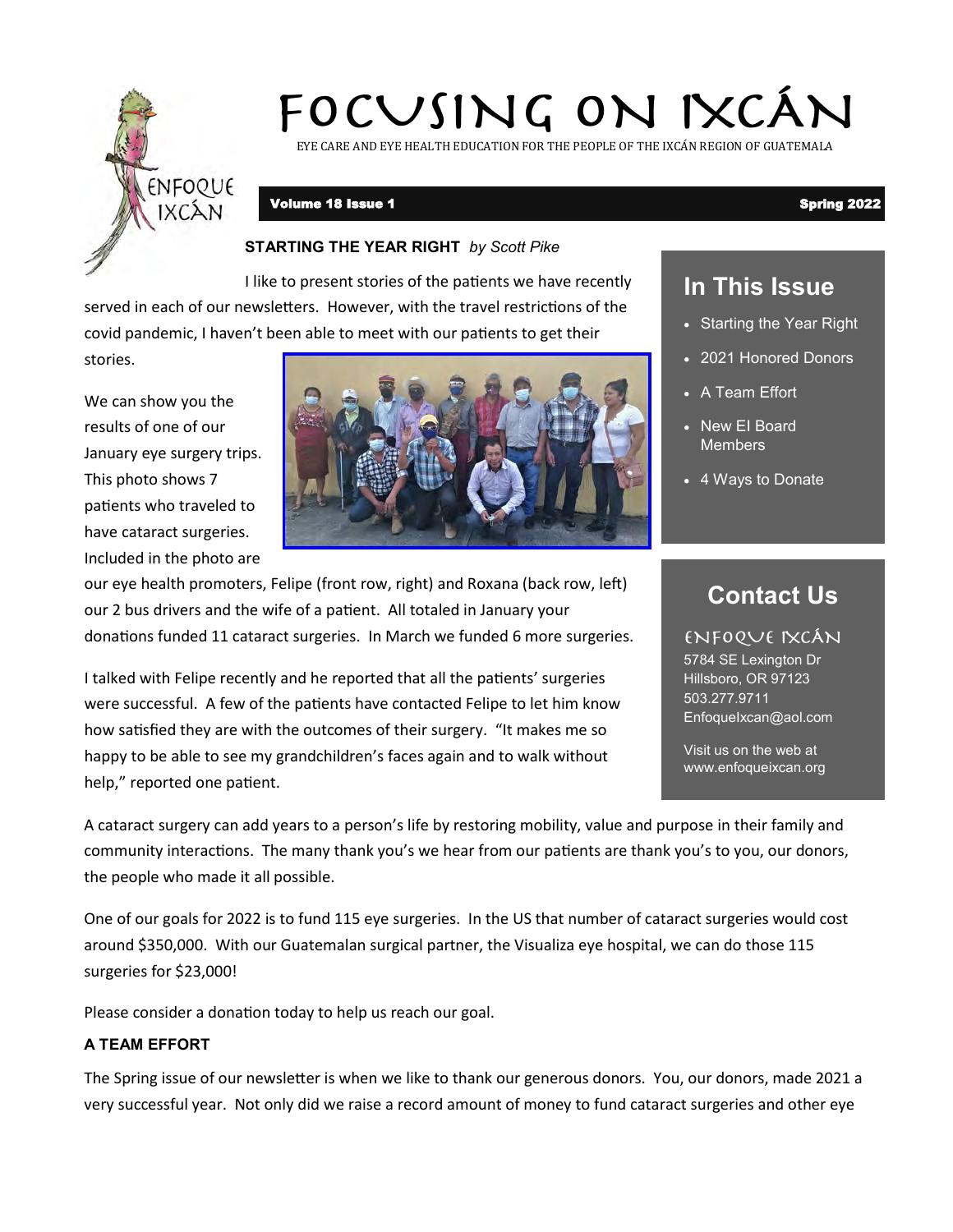# FOCUSING ON IXCÁN

EYE CARE AND EYE HEALTH EDUCATION FOR THE PEOPLE OF THE IXCÁN REGION OF GUATEMALA

**Volume 18 Issue 1** **Spring 2022**

## In This Issue

- Starting the Year Right
- 2021 Honored Donors
- A Team Effort
- New EI Board Members
- 4 Ways to Donate

## Contact Us

ENFOQUE IXCÁN
5784 SE Lexington Dr
Hillsboro, OR 97123
503.277.9711
EnfoqueIxcan@aol.com

Visit us on the web at
www.enfoqueixcan.org

### STARTING THE YEAR RIGHT *by Scott Pike*

I like to present stories of the patients we have recently served in each of our newsletters. However, with the travel restrictions of the covid pandemic, I haven't been able to meet with our patients to get their stories.

We can show you the results of one of our January eye surgery trips. This photo shows 7 patients who traveled to have cataract surgeries. Included in the photo are our eye health promoters, Felipe (front row, right) and Roxana (back row, left) our 2 bus drivers and the wife of a patient. All totaled in January your donations funded 11 cataract surgeries. In March we funded 6 more surgeries.

I talked with Felipe recently and he reported that all the patients' surgeries were successful. A few of the patients have contacted Felipe to let him know how satisfied they are with the outcomes of their surgery. "It makes me so happy to be able to see my grandchildren's faces again and to walk without help," reported one patient.

A cataract surgery can add years to a person's life by restoring mobility, value and purpose in their family and community interactions. The many thank you's we hear from our patients are thank you's to you, our donors, the people who made it all possible.

One of our goals for 2022 is to fund 115 eye surgeries. In the US that number of cataract surgeries would cost around $350,000. With our Guatemalan surgical partner, the Visualiza eye hospital, we can do those 115 surgeries for $23,000!

Please consider a donation today to help us reach our goal.

### A TEAM EFFORT

The Spring issue of our newsletter is when we like to thank our generous donors. You, our donors, made 2021 a very successful year. Not only did we raise a record amount of money to fund cataract surgeries and other eye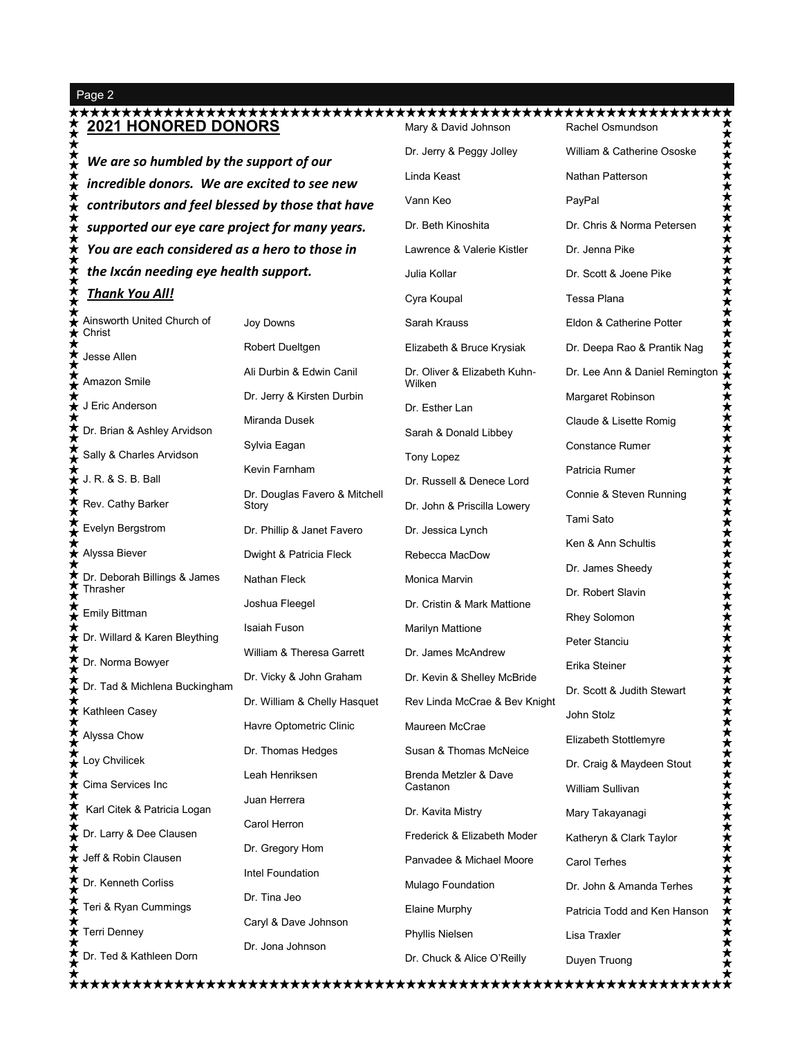## 2021 HONORED DONORS

***We are so humbled by the support of our incredible donors. We are excited to see new contributors and feel blessed by those that have supported our eye care project for many years. You are each considered as a hero to those in the Ixcán needing eye health support.***

***Thank You All!***

Ainsworth United Church of Christ
Jesse Allen
Amazon Smile
J Eric Anderson
Dr. Brian & Ashley Arvidson
Sally & Charles Arvidson
J. R. & S. B. Ball
Rev. Cathy Barker
Evelyn Bergstrom
Alyssa Biever
Dr. Deborah Billings & James Thrasher
Emily Bittman
Dr. Willard & Karen Bleything
Dr. Norma Bowyer
Dr. Tad & Michlena Buckingham
Kathleen Casey
Alyssa Chow
Loy Chvilicek
Cima Services Inc
Karl Citek & Patricia Logan
Dr. Larry & Dee Clausen
Jeff & Robin Clausen
Dr. Kenneth Corliss
Teri & Ryan Cummings
Terri Denney
Dr. Ted & Kathleen Dorn

Joy Downs
Robert Dueltgen
Ali Durbin & Edwin Canil
Dr. Jerry & Kirsten Durbin
Miranda Dusek
Sylvia Eagan
Kevin Farnham
Dr. Douglas Favero & Mitchell Story
Dr. Phillip & Janet Favero
Dwight & Patricia Fleck
Nathan Fleck
Joshua Fleegel
Isaiah Fuson
William & Theresa Garrett
Dr. Vicky & John Graham
Dr. William & Chelly Hasquet
Havre Optometric Clinic
Dr. Thomas Hedges
Leah Henriksen
Juan Herrera
Carol Herron
Dr. Gregory Hom
Intel Foundation
Dr. Tina Jeo
Caryl & Dave Johnson
Dr. Jona Johnson

Mary & David Johnson
Dr. Jerry & Peggy Jolley
Linda Keast
Vann Keo
Dr. Beth Kinoshita
Lawrence & Valerie Kistler
Julia Kollar
Cyra Koupal
Sarah Krauss
Elizabeth & Bruce Krysiak
Dr. Oliver & Elizabeth Kuhn-Wilken
Dr. Esther Lan
Sarah & Donald Libbey
Tony Lopez
Dr. Russell & Denece Lord
Dr. John & Priscilla Lowery
Dr. Jessica Lynch
Rebecca MacDow
Monica Marvin
Dr. Cristin & Mark Mattione
Marilyn Mattione
Dr. James McAndrew
Dr. Kevin & Shelley McBride
Rev Linda McCrae & Bev Knight
Maureen McCrae
Susan & Thomas McNeice
Brenda Metzler & Dave Castanon
Dr. Kavita Mistry
Frederick & Elizabeth Moder
Panvadee & Michael Moore
Mulago Foundation
Elaine Murphy
Phyllis Nielsen
Dr. Chuck & Alice O'Reilly

Rachel Osmundson
William & Catherine Ososke
Nathan Patterson
PayPal
Dr. Chris & Norma Petersen
Dr. Jenna Pike
Dr. Scott & Joene Pike
Tessa Plana
Eldon & Catherine Potter
Dr. Deepa Rao & Prantik Nag
Dr. Lee Ann & Daniel Remington
Margaret Robinson
Claude & Lisette Romig
Constance Rumer
Patricia Rumer
Connie & Steven Running
Tami Sato
Ken & Ann Schultis
Dr. James Sheedy
Dr. Robert Slavin
Rhey Solomon
Peter Stanciu
Erika Steiner
Dr. Scott & Judith Stewart
John Stolz
Elizabeth Stottlemyre
Dr. Craig & Maydeen Stout
William Sullivan
Mary Takayanagi
Katheryn & Clark Taylor
Carol Terhes
Dr. John & Amanda Terhes
Patricia Todd and Ken Hanson
Lisa Traxler
Duyen Truong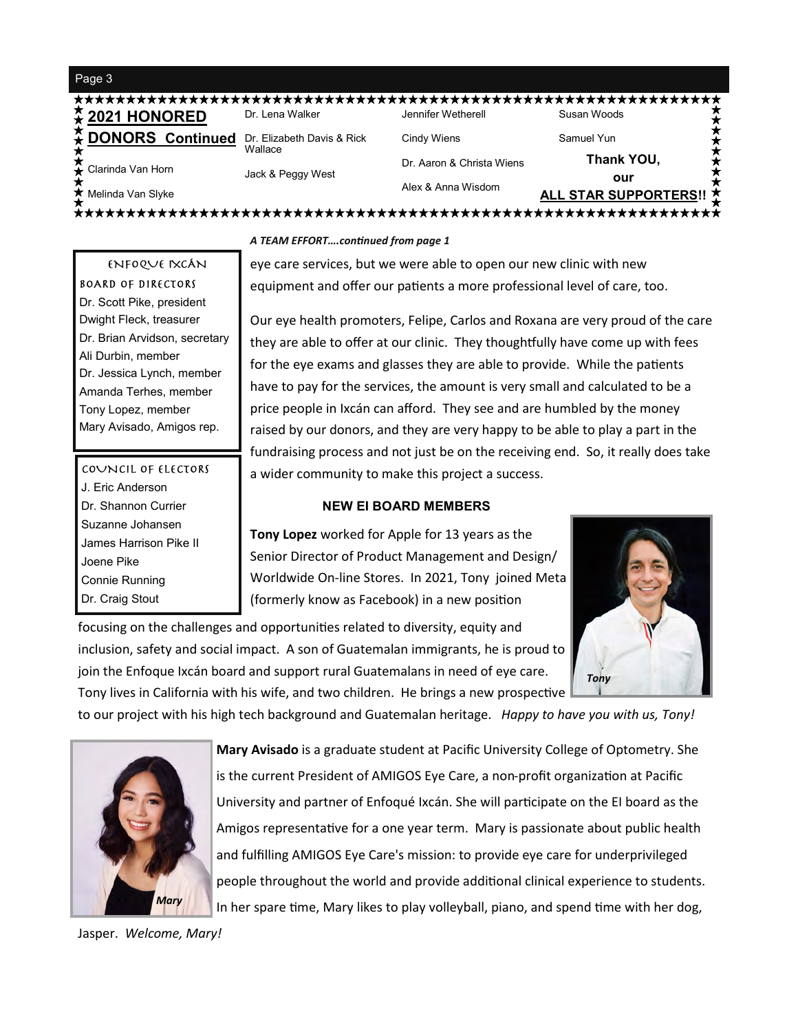## 2021 HONORED DONORS Continued

Clarinda Van Horn

Melinda Van Slyke

Dr. Lena Walker

Dr. Elizabeth Davis & Rick Wallace

Jack & Peggy West

Jennifer Wetherell

Cindy Wiens

Dr. Aaron & Christa Wiens

Alex & Anna Wisdom

Susan Woods

Samuel Yun

**Thank YOU, our ALL STAR SUPPORTERS!!**

---

**ENFOQUE IXCÁN BOARD OF DIRECTORS**

Dr. Scott Pike, president
Dwight Fleck, treasurer
Dr. Brian Arvidson, secretary
Ali Durbin, member
Dr. Jessica Lynch, member
Amanda Terhes, member
Tony Lopez, member
Mary Avisado, Amigos rep.

**COUNCIL OF ELECTORS**

J. Eric Anderson
Dr. Shannon Currier
Suzanne Johansen
James Harrison Pike II
Joene Pike
Connie Running
Dr. Craig Stout

---

***A TEAM EFFORT….continued from page 1***

eye care services, but we were able to open our new clinic with new equipment and offer our patients a more professional level of care, too.

Our eye health promoters, Felipe, Carlos and Roxana are very proud of the care they are able to offer at our clinic. They thoughtfully have come up with fees for the eye exams and glasses they are able to provide. While the patients have to pay for the services, the amount is very small and calculated to be a price people in Ixcán can afford. They see and are humbled by the money raised by our donors, and they are very happy to be able to play a part in the fundraising process and not just be on the receiving end. So, it really does take a wider community to make this project a success.

### NEW EI BOARD MEMBERS

**Tony Lopez** worked for Apple for 13 years as the Senior Director of Product Management and Design/ Worldwide On-line Stores. In 2021, Tony joined Meta (formerly know as Facebook) in a new position focusing on the challenges and opportunities related to diversity, equity and inclusion, safety and social impact. A son of Guatemalan immigrants, he is proud to join the Enfoque Ixcán board and support rural Guatemalans in need of eye care. Tony lives in California with his wife, and two children. He brings a new prospective to our project with his high tech background and Guatemalan heritage. *Happy to have you with us, Tony!*

*Tony*

**Mary Avisado** is a graduate student at Pacific University College of Optometry. She is the current President of AMIGOS Eye Care, a non-profit organization at Pacific University and partner of Enfoqué Ixcán. She will participate on the EI board as the Amigos representative for a one year term. Mary is passionate about public health and fulfilling AMIGOS Eye Care's mission: to provide eye care for underprivileged people throughout the world and provide additional clinical experience to students. In her spare time, Mary likes to play volleyball, piano, and spend time with her dog, Jasper. *Welcome, Mary!*

*Mary*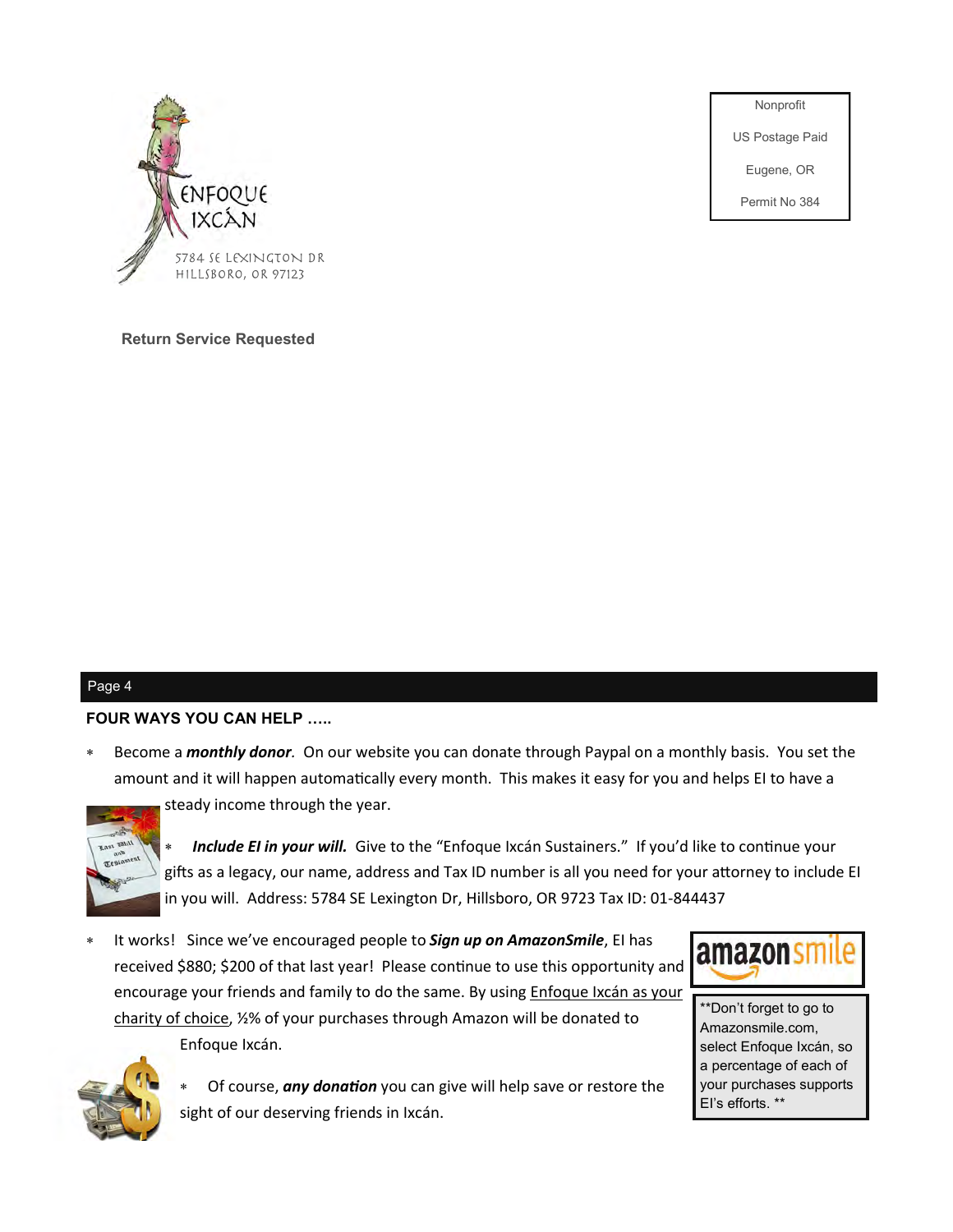ENFOQUE IXCÁN

5784 SE LEXINGTON DR
HILLSBORO, OR 97123

Nonprofit
US Postage Paid
Eugene, OR
Permit No 384

**Return Service Requested**

## FOUR WAYS YOU CAN HELP …..

- Become a ***monthly donor****.* On our website you can donate through Paypal on a monthly basis. You set the amount and it will happen automatically every month. This makes it easy for you and helps EI to have a steady income through the year.
- ***Include EI in your will.*** Give to the "Enfoque Ixcán Sustainers." If you'd like to continue your gifts as a legacy, our name, address and Tax ID number is all you need for your attorney to include EI in you will. Address: 5784 SE Lexington Dr, Hillsboro, OR 9723 Tax ID: 01-844437
- It works! Since we've encouraged people to ***Sign up on AmazonSmile***, EI has received $880; $200 of that last year! Please continue to use this opportunity and encourage your friends and family to do the same. By using Enfoque Ixcán as your charity of choice, ½% of your purchases through Amazon will be donated to Enfoque Ixcán.
- Of course, ***any donation*** you can give will help save or restore the sight of our deserving friends in Ixcán.

amazonsmile

**Don't forget to go to Amazonsmile.com, select Enfoque Ixcán, so a percentage of each of your purchases supports EI's efforts. **